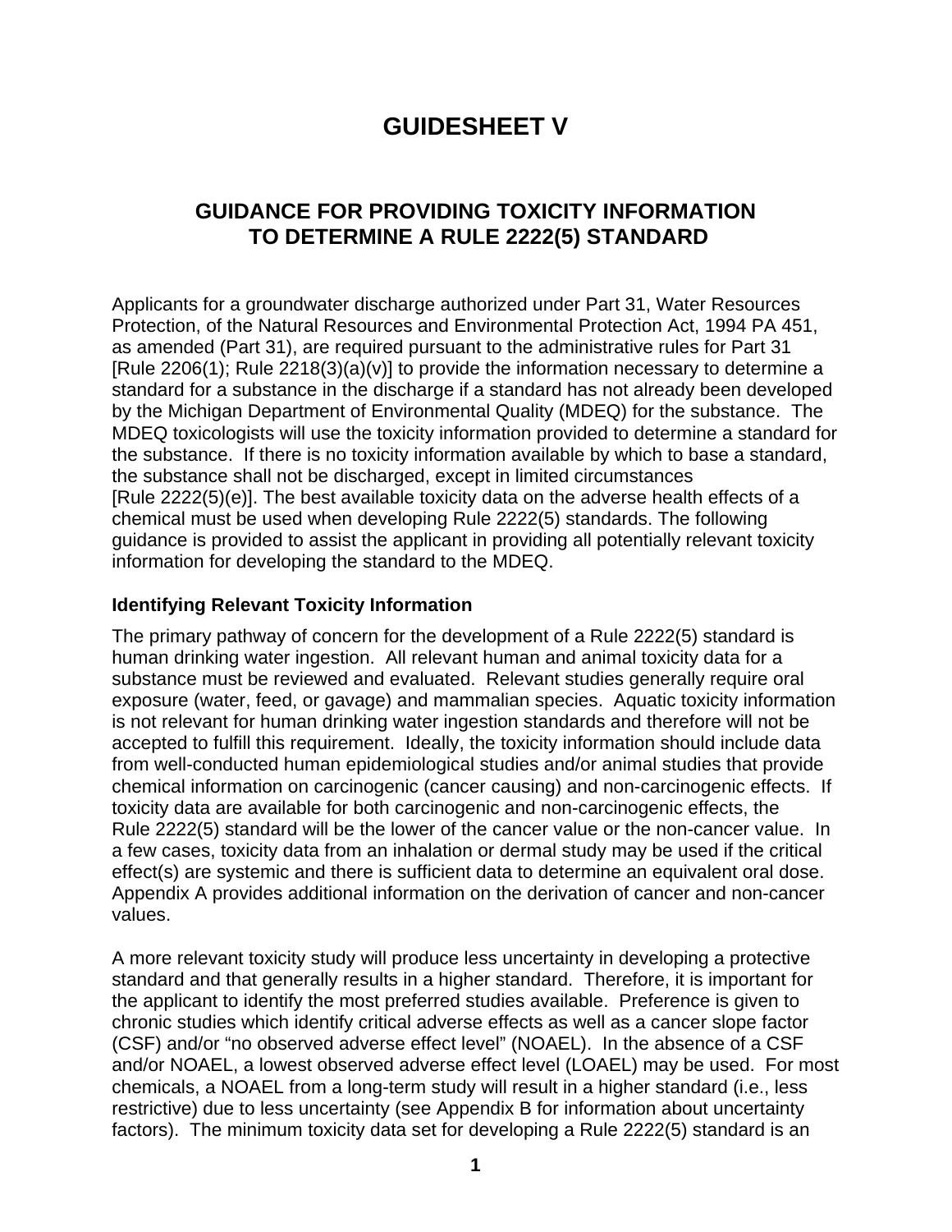# GUIDESHEET V

## GUIDANCE FOR PROVIDING TOXICITY INFORMATION TO DETERMINE A RULE 2222(5) STANDARD

Applicants for a groundwater discharge authorized under Part 31, Water Resources Protection, of the Natural Resources and Environmental Protection Act, 1994 PA 451, as amended (Part 31), are required pursuant to the administrative rules for Part 31 [Rule 2206(1); Rule 2218(3)(a)(v)] to provide the information necessary to determine a standard for a substance in the discharge if a standard has not already been developed by the Michigan Department of Environmental Quality (MDEQ) for the substance. The MDEQ toxicologists will use the toxicity information provided to determine a standard for the substance. If there is no toxicity information available by which to base a standard, the substance shall not be discharged, except in limited circumstances [Rule 2222(5)(e)]. The best available toxicity data on the adverse health effects of a chemical must be used when developing Rule 2222(5) standards. The following guidance is provided to assist the applicant in providing all potentially relevant toxicity information for developing the standard to the MDEQ.

### Identifying Relevant Toxicity Information

The primary pathway of concern for the development of a Rule 2222(5) standard is human drinking water ingestion. All relevant human and animal toxicity data for a substance must be reviewed and evaluated. Relevant studies generally require oral exposure (water, feed, or gavage) and mammalian species. Aquatic toxicity information is not relevant for human drinking water ingestion standards and therefore will not be accepted to fulfill this requirement. Ideally, the toxicity information should include data from well-conducted human epidemiological studies and/or animal studies that provide chemical information on carcinogenic (cancer causing) and non-carcinogenic effects. If toxicity data are available for both carcinogenic and non-carcinogenic effects, the Rule 2222(5) standard will be the lower of the cancer value or the non-cancer value. In a few cases, toxicity data from an inhalation or dermal study may be used if the critical effect(s) are systemic and there is sufficient data to determine an equivalent oral dose. Appendix A provides additional information on the derivation of cancer and non-cancer values.

A more relevant toxicity study will produce less uncertainty in developing a protective standard and that generally results in a higher standard. Therefore, it is important for the applicant to identify the most preferred studies available. Preference is given to chronic studies which identify critical adverse effects as well as a cancer slope factor (CSF) and/or "no observed adverse effect level" (NOAEL). In the absence of a CSF and/or NOAEL, a lowest observed adverse effect level (LOAEL) may be used. For most chemicals, a NOAEL from a long-term study will result in a higher standard (i.e., less restrictive) due to less uncertainty (see Appendix B for information about uncertainty factors). The minimum toxicity data set for developing a Rule 2222(5) standard is an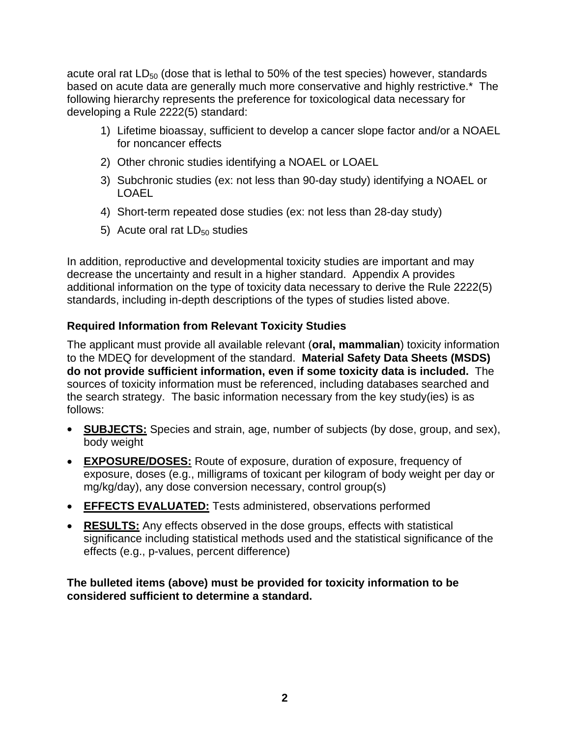acute oral rat $LD_{50}$ (dose that is lethal to 50% of the test species) however, standards based on acute data are generally much more conservative and highly restrictive.* The following hierarchy represents the preference for toxicological data necessary for developing a Rule 2222(5) standard:

1) Lifetime bioassay, sufficient to develop a cancer slope factor and/or a NOAEL for noncancer effects
2) Other chronic studies identifying a NOAEL or LOAEL
3) Subchronic studies (ex: not less than 90-day study) identifying a NOAEL or LOAEL
4) Short-term repeated dose studies (ex: not less than 28-day study)
5) Acute oral rat $LD_{50}$ studies

In addition, reproductive and developmental toxicity studies are important and may decrease the uncertainty and result in a higher standard. Appendix A provides additional information on the type of toxicity data necessary to derive the Rule 2222(5) standards, including in-depth descriptions of the types of studies listed above.

### Required Information from Relevant Toxicity Studies

The applicant must provide all available relevant (**oral, mammalian**) toxicity information to the MDEQ for development of the standard. **Material Safety Data Sheets (MSDS) do not provide sufficient information, even if some toxicity data is included.** The sources of toxicity information must be referenced, including databases searched and the search strategy. The basic information necessary from the key study(ies) is as follows:

- **SUBJECTS:** Species and strain, age, number of subjects (by dose, group, and sex), body weight
- **EXPOSURE/DOSES:** Route of exposure, duration of exposure, frequency of exposure, doses (e.g., milligrams of toxicant per kilogram of body weight per day or mg/kg/day), any dose conversion necessary, control group(s)
- **EFFECTS EVALUATED:** Tests administered, observations performed
- **RESULTS:** Any effects observed in the dose groups, effects with statistical significance including statistical methods used and the statistical significance of the effects (e.g., p-values, percent difference)

**The bulleted items (above) must be provided for toxicity information to be considered sufficient to determine a standard.**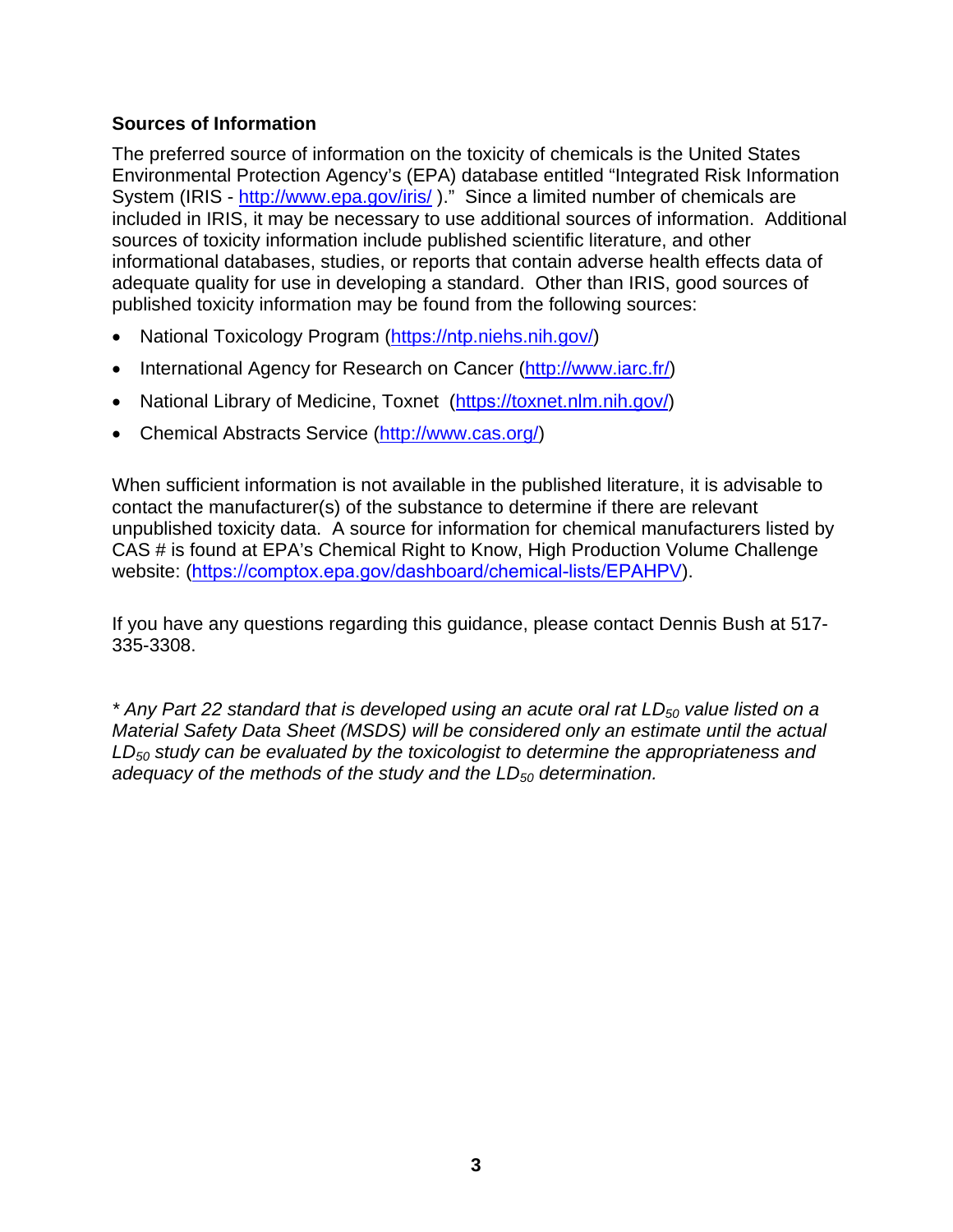**Sources of Information**

The preferred source of information on the toxicity of chemicals is the United States Environmental Protection Agency's (EPA) database entitled "Integrated Risk Information System (IRIS - http://www.epa.gov/iris/ )." Since a limited number of chemicals are included in IRIS, it may be necessary to use additional sources of information. Additional sources of toxicity information include published scientific literature, and other informational databases, studies, or reports that contain adverse health effects data of adequate quality for use in developing a standard. Other than IRIS, good sources of published toxicity information may be found from the following sources:

- National Toxicology Program (https://ntp.niehs.nih.gov/)
- International Agency for Research on Cancer (http://www.iarc.fr/)
- National Library of Medicine, Toxnet (https://toxnet.nlm.nih.gov/)
- Chemical Abstracts Service (http://www.cas.org/)

When sufficient information is not available in the published literature, it is advisable to contact the manufacturer(s) of the substance to determine if there are relevant unpublished toxicity data. A source for information for chemical manufacturers listed by CAS # is found at EPA's Chemical Right to Know, High Production Volume Challenge website: (https://comptox.epa.gov/dashboard/chemical-lists/EPAHPV).

If you have any questions regarding this guidance, please contact Dennis Bush at 517-335-3308.

*\* Any Part 22 standard that is developed using an acute oral rat $LD_{50}$ value listed on a Material Safety Data Sheet (MSDS) will be considered only an estimate until the actual $LD_{50}$ study can be evaluated by the toxicologist to determine the appropriateness and adequacy of the methods of the study and the $LD_{50}$ determination.*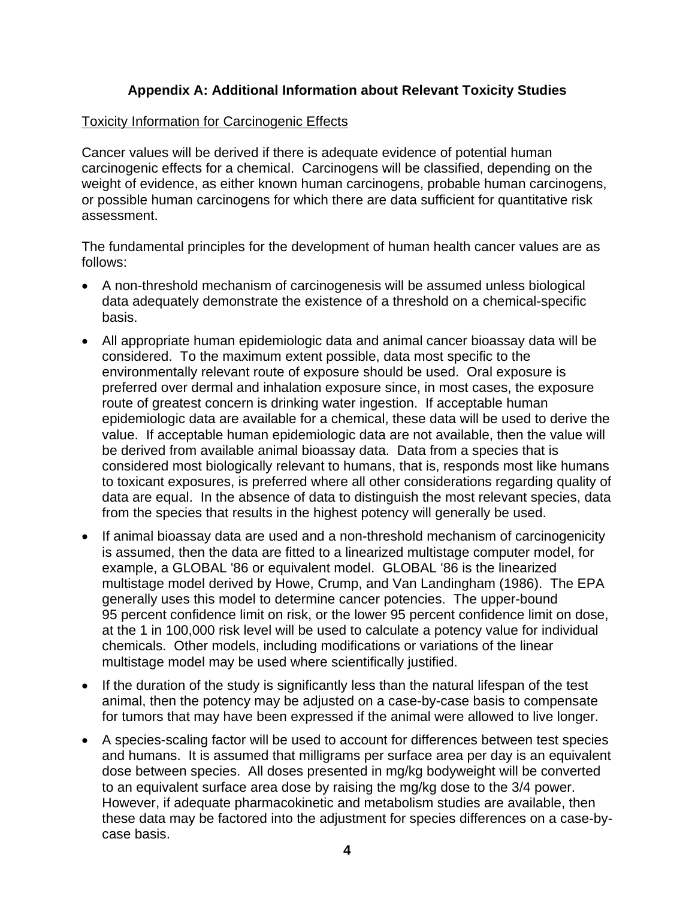## Appendix A: Additional Information about Relevant Toxicity Studies

Toxicity Information for Carcinogenic Effects

Cancer values will be derived if there is adequate evidence of potential human carcinogenic effects for a chemical. Carcinogens will be classified, depending on the weight of evidence, as either known human carcinogens, probable human carcinogens, or possible human carcinogens for which there are data sufficient for quantitative risk assessment.

The fundamental principles for the development of human health cancer values are as follows:

- A non-threshold mechanism of carcinogenesis will be assumed unless biological data adequately demonstrate the existence of a threshold on a chemical-specific basis.
- All appropriate human epidemiologic data and animal cancer bioassay data will be considered. To the maximum extent possible, data most specific to the environmentally relevant route of exposure should be used. Oral exposure is preferred over dermal and inhalation exposure since, in most cases, the exposure route of greatest concern is drinking water ingestion. If acceptable human epidemiologic data are available for a chemical, these data will be used to derive the value. If acceptable human epidemiologic data are not available, then the value will be derived from available animal bioassay data. Data from a species that is considered most biologically relevant to humans, that is, responds most like humans to toxicant exposures, is preferred where all other considerations regarding quality of data are equal. In the absence of data to distinguish the most relevant species, data from the species that results in the highest potency will generally be used.
- If animal bioassay data are used and a non-threshold mechanism of carcinogenicity is assumed, then the data are fitted to a linearized multistage computer model, for example, a GLOBAL '86 or equivalent model. GLOBAL '86 is the linearized multistage model derived by Howe, Crump, and Van Landingham (1986). The EPA generally uses this model to determine cancer potencies. The upper-bound 95 percent confidence limit on risk, or the lower 95 percent confidence limit on dose, at the 1 in 100,000 risk level will be used to calculate a potency value for individual chemicals. Other models, including modifications or variations of the linear multistage model may be used where scientifically justified.
- If the duration of the study is significantly less than the natural lifespan of the test animal, then the potency may be adjusted on a case-by-case basis to compensate for tumors that may have been expressed if the animal were allowed to live longer.
- A species-scaling factor will be used to account for differences between test species and humans. It is assumed that milligrams per surface area per day is an equivalent dose between species. All doses presented in mg/kg bodyweight will be converted to an equivalent surface area dose by raising the mg/kg dose to the 3/4 power. However, if adequate pharmacokinetic and metabolism studies are available, then these data may be factored into the adjustment for species differences on a case-by-case basis.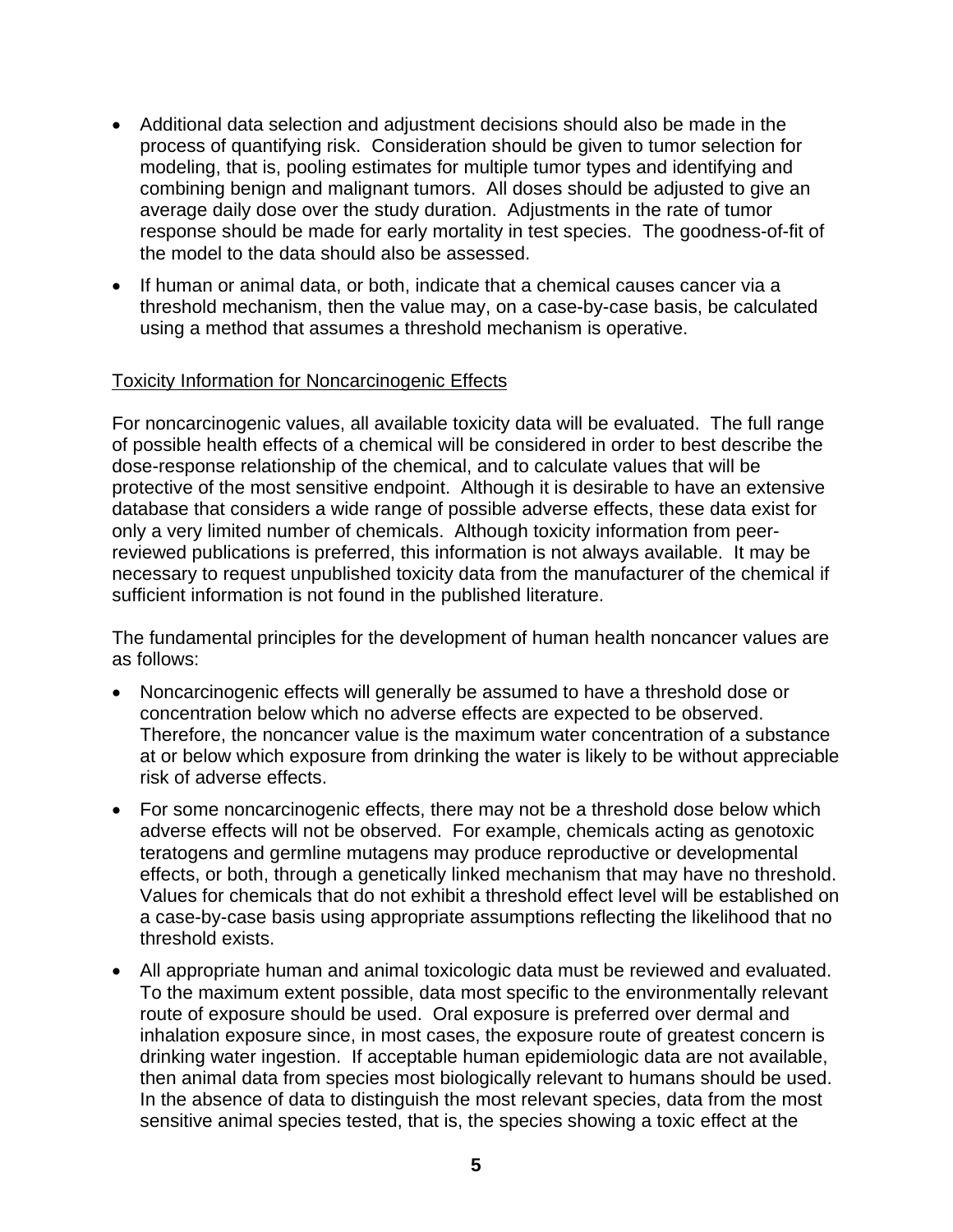- Additional data selection and adjustment decisions should also be made in the process of quantifying risk. Consideration should be given to tumor selection for modeling, that is, pooling estimates for multiple tumor types and identifying and combining benign and malignant tumors. All doses should be adjusted to give an average daily dose over the study duration. Adjustments in the rate of tumor response should be made for early mortality in test species. The goodness-of-fit of the model to the data should also be assessed.
- If human or animal data, or both, indicate that a chemical causes cancer via a threshold mechanism, then the value may, on a case-by-case basis, be calculated using a method that assumes a threshold mechanism is operative.

Toxicity Information for Noncarcinogenic Effects

For noncarcinogenic values, all available toxicity data will be evaluated. The full range of possible health effects of a chemical will be considered in order to best describe the dose-response relationship of the chemical, and to calculate values that will be protective of the most sensitive endpoint. Although it is desirable to have an extensive database that considers a wide range of possible adverse effects, these data exist for only a very limited number of chemicals. Although toxicity information from peer-reviewed publications is preferred, this information is not always available. It may be necessary to request unpublished toxicity data from the manufacturer of the chemical if sufficient information is not found in the published literature.

The fundamental principles for the development of human health noncancer values are as follows:

- Noncarcinogenic effects will generally be assumed to have a threshold dose or concentration below which no adverse effects are expected to be observed. Therefore, the noncancer value is the maximum water concentration of a substance at or below which exposure from drinking the water is likely to be without appreciable risk of adverse effects.
- For some noncarcinogenic effects, there may not be a threshold dose below which adverse effects will not be observed. For example, chemicals acting as genotoxic teratogens and germline mutagens may produce reproductive or developmental effects, or both, through a genetically linked mechanism that may have no threshold. Values for chemicals that do not exhibit a threshold effect level will be established on a case-by-case basis using appropriate assumptions reflecting the likelihood that no threshold exists.
- All appropriate human and animal toxicologic data must be reviewed and evaluated. To the maximum extent possible, data most specific to the environmentally relevant route of exposure should be used. Oral exposure is preferred over dermal and inhalation exposure since, in most cases, the exposure route of greatest concern is drinking water ingestion. If acceptable human epidemiologic data are not available, then animal data from species most biologically relevant to humans should be used. In the absence of data to distinguish the most relevant species, data from the most sensitive animal species tested, that is, the species showing a toxic effect at the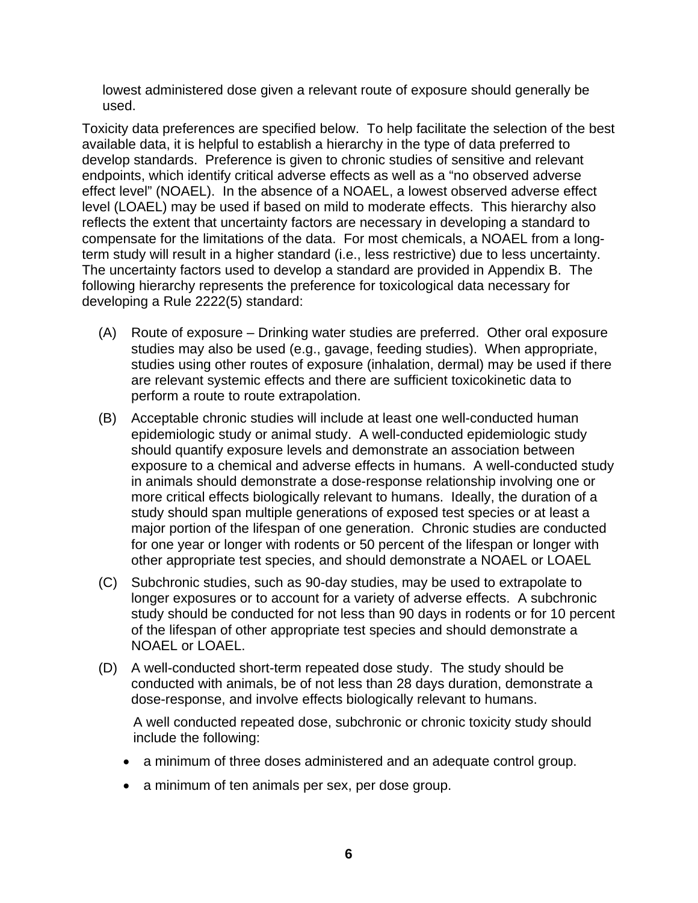lowest administered dose given a relevant route of exposure should generally be used.

Toxicity data preferences are specified below. To help facilitate the selection of the best available data, it is helpful to establish a hierarchy in the type of data preferred to develop standards. Preference is given to chronic studies of sensitive and relevant endpoints, which identify critical adverse effects as well as a "no observed adverse effect level" (NOAEL). In the absence of a NOAEL, a lowest observed adverse effect level (LOAEL) may be used if based on mild to moderate effects. This hierarchy also reflects the extent that uncertainty factors are necessary in developing a standard to compensate for the limitations of the data. For most chemicals, a NOAEL from a long-term study will result in a higher standard (i.e., less restrictive) due to less uncertainty. The uncertainty factors used to develop a standard are provided in Appendix B. The following hierarchy represents the preference for toxicological data necessary for developing a Rule 2222(5) standard:

(A) Route of exposure – Drinking water studies are preferred. Other oral exposure studies may also be used (e.g., gavage, feeding studies). When appropriate, studies using other routes of exposure (inhalation, dermal) may be used if there are relevant systemic effects and there are sufficient toxicokinetic data to perform a route to route extrapolation.

(B) Acceptable chronic studies will include at least one well-conducted human epidemiologic study or animal study. A well-conducted epidemiologic study should quantify exposure levels and demonstrate an association between exposure to a chemical and adverse effects in humans. A well-conducted study in animals should demonstrate a dose-response relationship involving one or more critical effects biologically relevant to humans. Ideally, the duration of a study should span multiple generations of exposed test species or at least a major portion of the lifespan of one generation. Chronic studies are conducted for one year or longer with rodents or 50 percent of the lifespan or longer with other appropriate test species, and should demonstrate a NOAEL or LOAEL

(C) Subchronic studies, such as 90-day studies, may be used to extrapolate to longer exposures or to account for a variety of adverse effects. A subchronic study should be conducted for not less than 90 days in rodents or for 10 percent of the lifespan of other appropriate test species and should demonstrate a NOAEL or LOAEL.

(D) A well-conducted short-term repeated dose study. The study should be conducted with animals, be of not less than 28 days duration, demonstrate a dose-response, and involve effects biologically relevant to humans.

A well conducted repeated dose, subchronic or chronic toxicity study should include the following:

- a minimum of three doses administered and an adequate control group.
- a minimum of ten animals per sex, per dose group.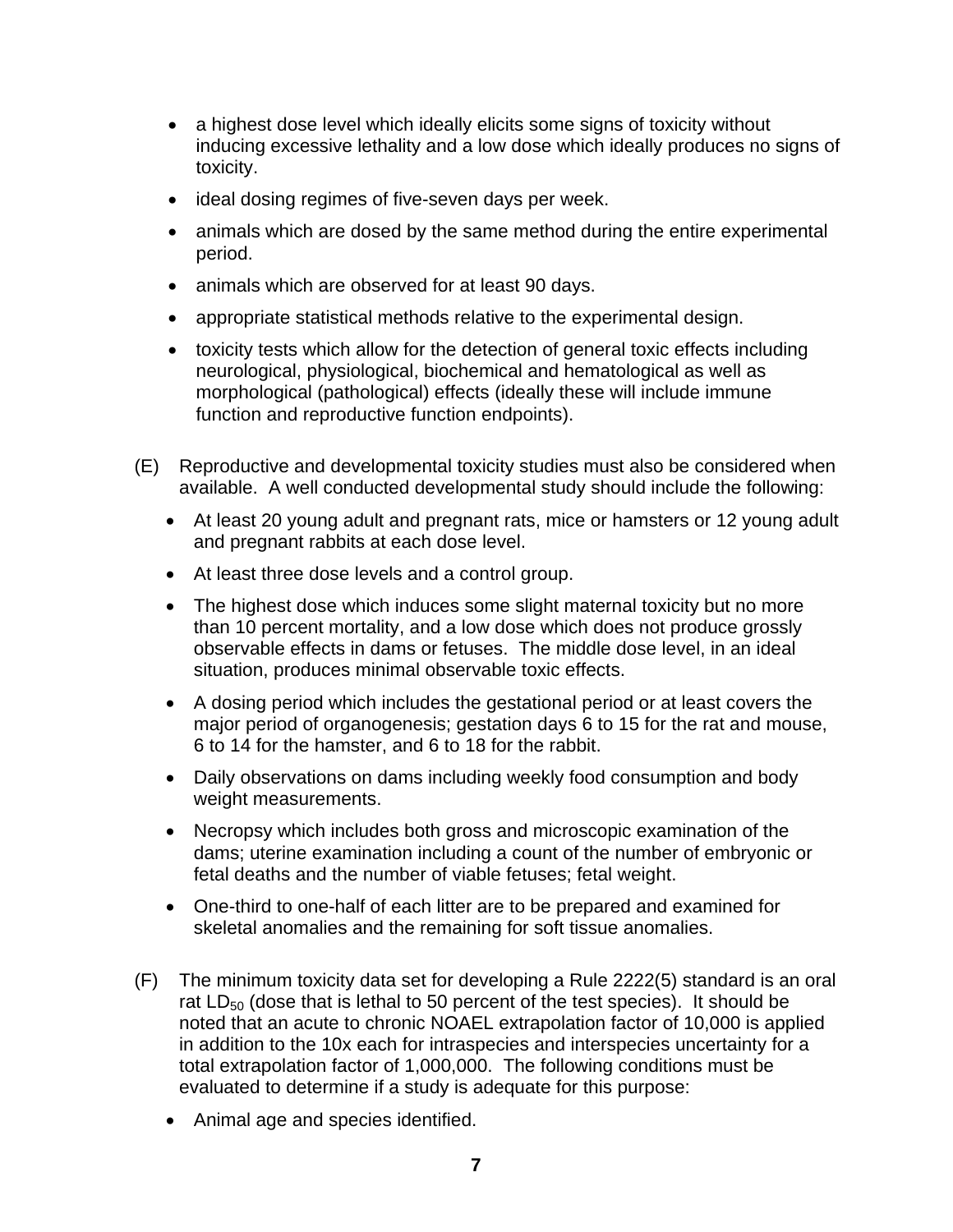- a highest dose level which ideally elicits some signs of toxicity without inducing excessive lethality and a low dose which ideally produces no signs of toxicity.
- ideal dosing regimes of five-seven days per week.
- animals which are dosed by the same method during the entire experimental period.
- animals which are observed for at least 90 days.
- appropriate statistical methods relative to the experimental design.
- toxicity tests which allow for the detection of general toxic effects including neurological, physiological, biochemical and hematological as well as morphological (pathological) effects (ideally these will include immune function and reproductive function endpoints).

(E) Reproductive and developmental toxicity studies must also be considered when available. A well conducted developmental study should include the following:

- At least 20 young adult and pregnant rats, mice or hamsters or 12 young adult and pregnant rabbits at each dose level.
- At least three dose levels and a control group.
- The highest dose which induces some slight maternal toxicity but no more than 10 percent mortality, and a low dose which does not produce grossly observable effects in dams or fetuses. The middle dose level, in an ideal situation, produces minimal observable toxic effects.
- A dosing period which includes the gestational period or at least covers the major period of organogenesis; gestation days 6 to 15 for the rat and mouse, 6 to 14 for the hamster, and 6 to 18 for the rabbit.
- Daily observations on dams including weekly food consumption and body weight measurements.
- Necropsy which includes both gross and microscopic examination of the dams; uterine examination including a count of the number of embryonic or fetal deaths and the number of viable fetuses; fetal weight.
- One-third to one-half of each litter are to be prepared and examined for skeletal anomalies and the remaining for soft tissue anomalies.

(F) The minimum toxicity data set for developing a Rule 2222(5) standard is an oral rat $LD_{50}$ (dose that is lethal to 50 percent of the test species). It should be noted that an acute to chronic NOAEL extrapolation factor of 10,000 is applied in addition to the 10x each for intraspecies and interspecies uncertainty for a total extrapolation factor of 1,000,000. The following conditions must be evaluated to determine if a study is adequate for this purpose:

- Animal age and species identified.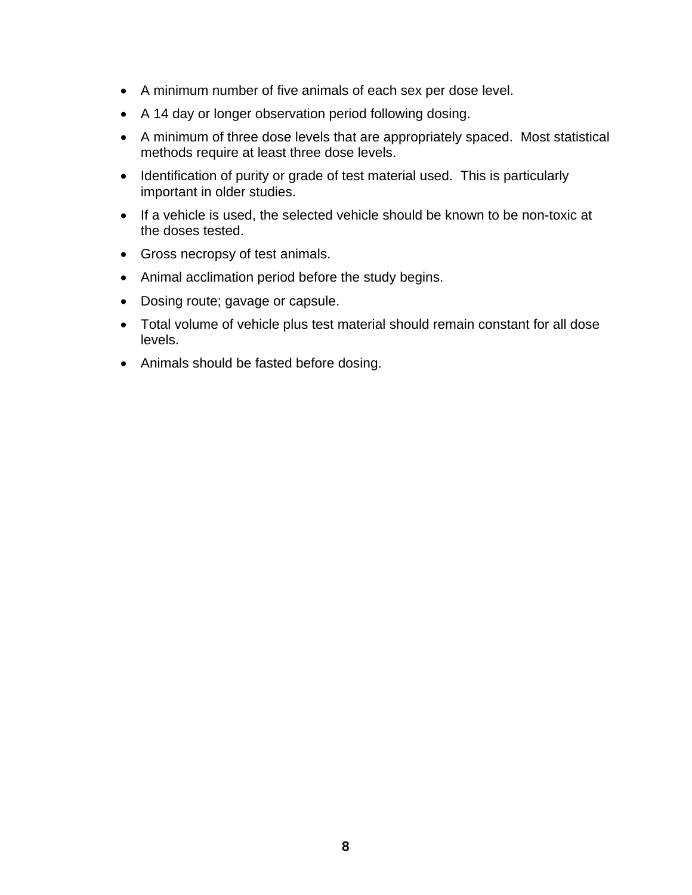- A minimum number of five animals of each sex per dose level.
- A 14 day or longer observation period following dosing.
- A minimum of three dose levels that are appropriately spaced. Most statistical methods require at least three dose levels.
- Identification of purity or grade of test material used. This is particularly important in older studies.
- If a vehicle is used, the selected vehicle should be known to be non-toxic at the doses tested.
- Gross necropsy of test animals.
- Animal acclimation period before the study begins.
- Dosing route; gavage or capsule.
- Total volume of vehicle plus test material should remain constant for all dose levels.
- Animals should be fasted before dosing.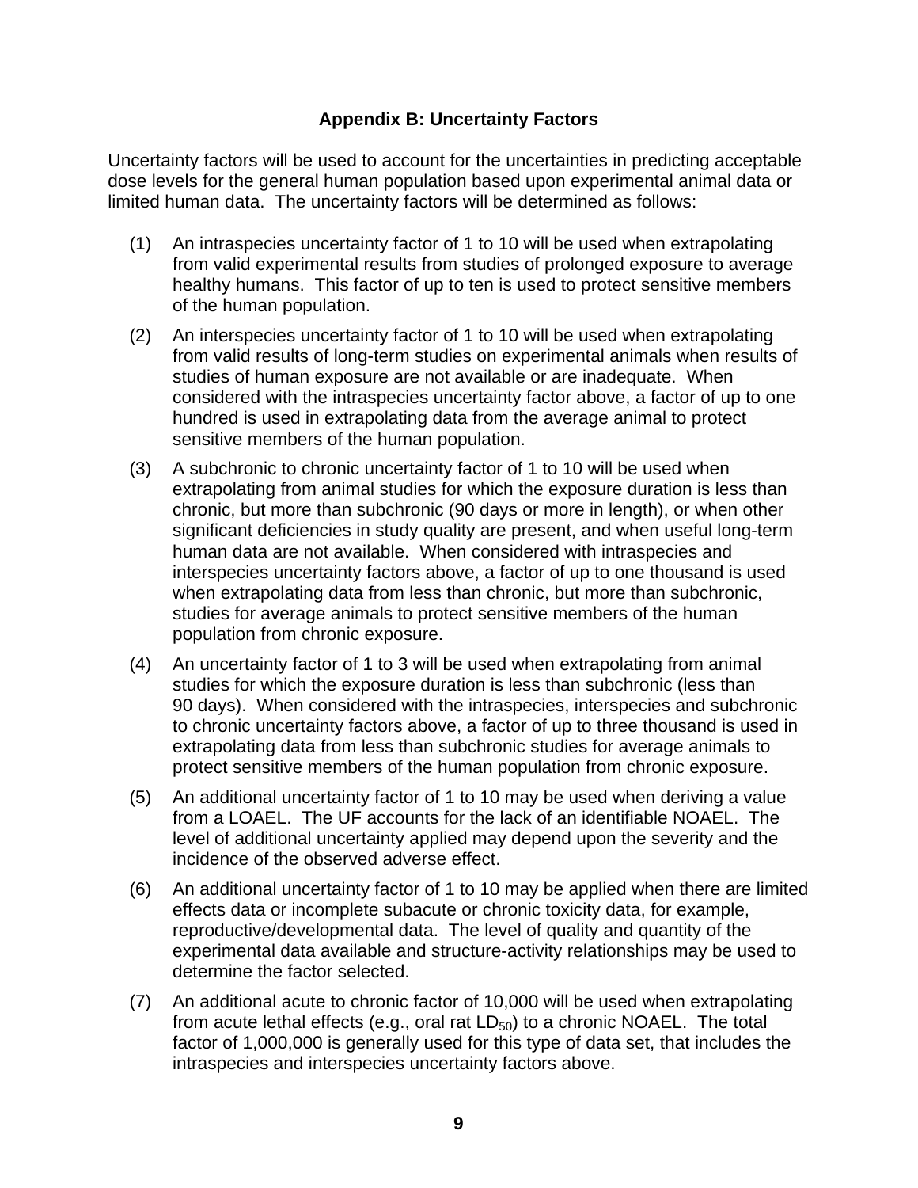## Appendix B: Uncertainty Factors

Uncertainty factors will be used to account for the uncertainties in predicting acceptable dose levels for the general human population based upon experimental animal data or limited human data. The uncertainty factors will be determined as follows:

(1) An intraspecies uncertainty factor of 1 to 10 will be used when extrapolating from valid experimental results from studies of prolonged exposure to average healthy humans. This factor of up to ten is used to protect sensitive members of the human population.

(2) An interspecies uncertainty factor of 1 to 10 will be used when extrapolating from valid results of long-term studies on experimental animals when results of studies of human exposure are not available or are inadequate. When considered with the intraspecies uncertainty factor above, a factor of up to one hundred is used in extrapolating data from the average animal to protect sensitive members of the human population.

(3) A subchronic to chronic uncertainty factor of 1 to 10 will be used when extrapolating from animal studies for which the exposure duration is less than chronic, but more than subchronic (90 days or more in length), or when other significant deficiencies in study quality are present, and when useful long-term human data are not available. When considered with intraspecies and interspecies uncertainty factors above, a factor of up to one thousand is used when extrapolating data from less than chronic, but more than subchronic, studies for average animals to protect sensitive members of the human population from chronic exposure.

(4) An uncertainty factor of 1 to 3 will be used when extrapolating from animal studies for which the exposure duration is less than subchronic (less than 90 days). When considered with the intraspecies, interspecies and subchronic to chronic uncertainty factors above, a factor of up to three thousand is used in extrapolating data from less than subchronic studies for average animals to protect sensitive members of the human population from chronic exposure.

(5) An additional uncertainty factor of 1 to 10 may be used when deriving a value from a LOAEL. The UF accounts for the lack of an identifiable NOAEL. The level of additional uncertainty applied may depend upon the severity and the incidence of the observed adverse effect.

(6) An additional uncertainty factor of 1 to 10 may be applied when there are limited effects data or incomplete subacute or chronic toxicity data, for example, reproductive/developmental data. The level of quality and quantity of the experimental data available and structure-activity relationships may be used to determine the factor selected.

(7) An additional acute to chronic factor of 10,000 will be used when extrapolating from acute lethal effects (e.g., oral rat $LD_{50}$) to a chronic NOAEL. The total factor of 1,000,000 is generally used for this type of data set, that includes the intraspecies and interspecies uncertainty factors above.